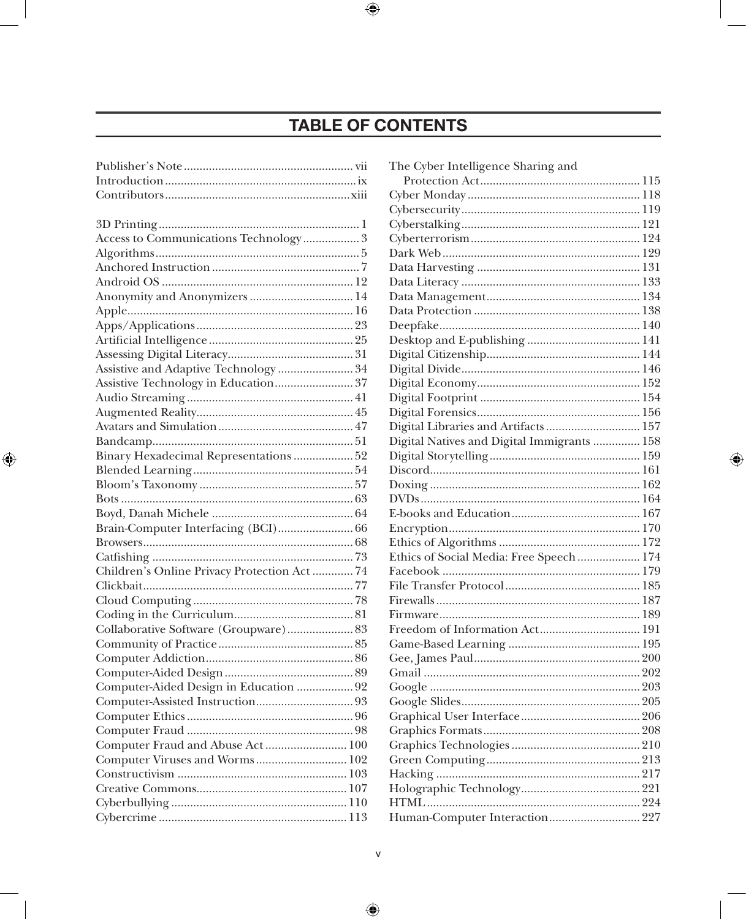# TABLE OF CONTENTS

Publisher's Note ... vii
Introduction ... ix
Contributors ... xiii

3D Printing ... 1
Access to Communications Technology ... 3
Algorithms ... 5
Anchored Instruction ... 7
Android OS ... 12
Anonymity and Anonymizers ... 14
Apple ... 16
Apps/Applications ... 23
Artificial Intelligence ... 25
Assessing Digital Literacy ... 31
Assistive and Adaptive Technology ... 34
Assistive Technology in Education ... 37
Audio Streaming ... 41
Augmented Reality ... 45
Avatars and Simulation ... 47
Bandcamp ... 51
Binary Hexadecimal Representations ... 52
Blended Learning ... 54
Bloom's Taxonomy ... 57
Bots ... 63
Boyd, Danah Michele ... 64
Brain-Computer Interfacing (BCI) ... 66
Browsers ... 68
Catfishing ... 73
Children's Online Privacy Protection Act ... 74
Clickbait ... 77
Cloud Computing ... 78
Coding in the Curriculum ... 81
Collaborative Software (Groupware) ... 83
Community of Practice ... 85
Computer Addiction ... 86
Computer-Aided Design ... 89
Computer-Aided Design in Education ... 92
Computer-Assisted Instruction ... 93
Computer Ethics ... 96
Computer Fraud ... 98
Computer Fraud and Abuse Act ... 100
Computer Viruses and Worms ... 102
Constructivism ... 103
Creative Commons ... 107
Cyberbullying ... 110
Cybercrime ... 113
The Cyber Intelligence Sharing and Protection Act ... 115
Cyber Monday ... 118
Cybersecurity ... 119
Cyberstalking ... 121
Cyberterrorism ... 124
Dark Web ... 129
Data Harvesting ... 131
Data Literacy ... 133
Data Management ... 134
Data Protection ... 138
Deepfake ... 140
Desktop and E-publishing ... 141
Digital Citizenship ... 144
Digital Divide ... 146
Digital Economy ... 152
Digital Footprint ... 154
Digital Forensics ... 156
Digital Libraries and Artifacts ... 157
Digital Natives and Digital Immigrants ... 158
Digital Storytelling ... 159
Discord ... 161
Doxing ... 162
DVDs ... 164
E-books and Education ... 167
Encryption ... 170
Ethics of Algorithms ... 172
Ethics of Social Media: Free Speech ... 174
Facebook ... 179
File Transfer Protocol ... 185
Firewalls ... 187
Firmware ... 189
Freedom of Information Act ... 191
Game-Based Learning ... 195
Gee, James Paul ... 200
Gmail ... 202
Google ... 203
Google Slides ... 205
Graphical User Interface ... 206
Graphics Formats ... 208
Graphics Technologies ... 210
Green Computing ... 213
Hacking ... 217
Holographic Technology ... 221
HTML ... 224
Human-Computer Interaction ... 227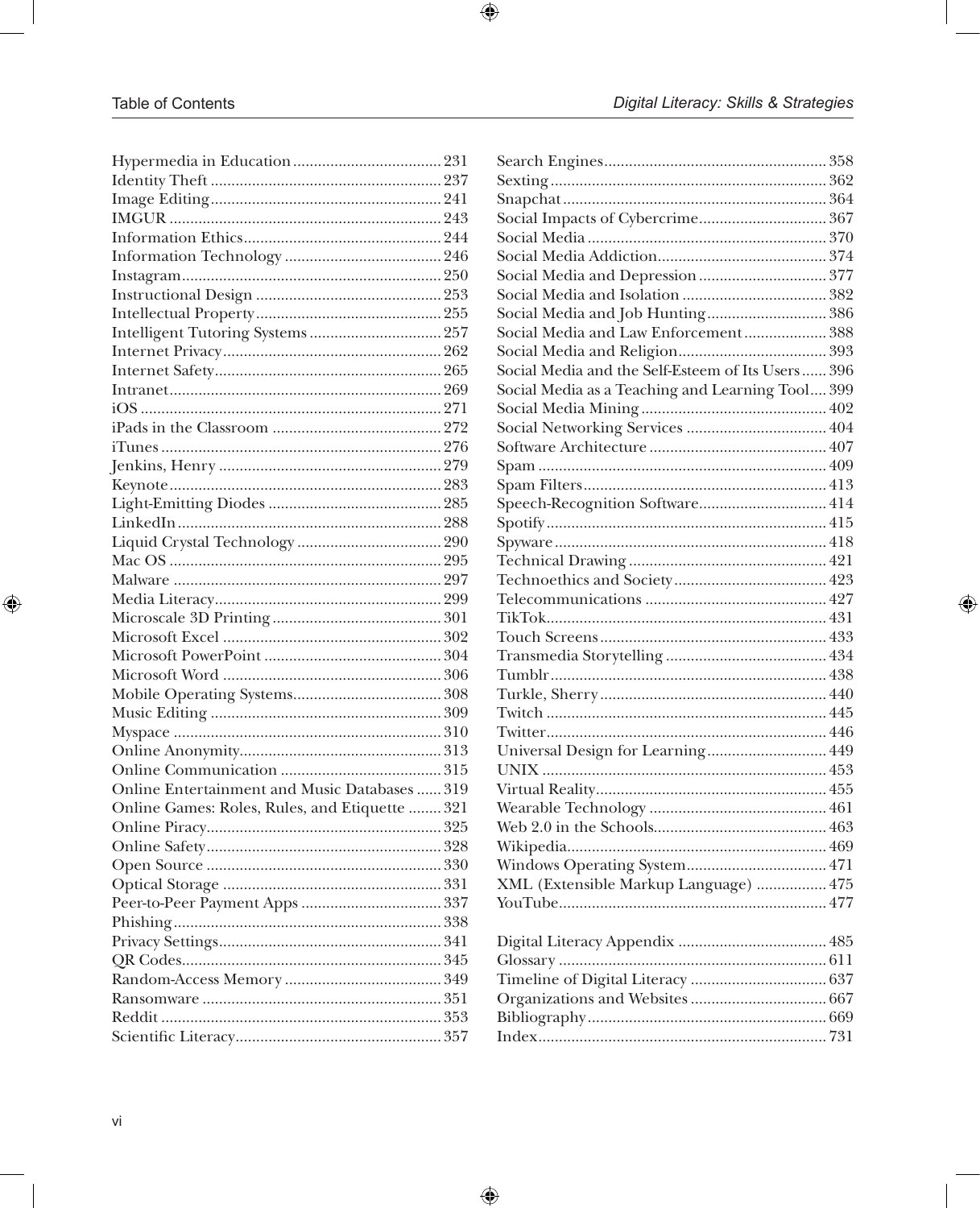Hypermedia in Education.................................... 231
Identity Theft ........................................ 237
Image Editing........................................ 241
IMGUR ................................................. 243
Information Ethics................................... 244
Information Technology ............................ 246
Instagram.............................................. 250
Instructional Design ................................ 253
Intellectual Property................................ 255
Intelligent Tutoring Systems ..................... 257
Internet Privacy...................................... 262
Internet Safety........................................ 265
Intranet................................................ 269
iOS ...................................................... 271
iPads in the Classroom ............................. 272
iTunes .................................................. 276
Jenkins, Henry ....................................... 279
Keynote................................................ 283
Light-Emitting Diodes .............................. 285
LinkedIn............................................... 288
Liquid Crystal Technology ......................... 290
Mac OS ................................................ 295
Malware ............................................... 297
Media Literacy........................................ 299
Microscale 3D Printing ............................. 301
Microsoft Excel ...................................... 302
Microsoft PowerPoint ............................... 304
Microsoft Word ...................................... 306
Mobile Operating Systems......................... 308
Music Editing ........................................ 309
Myspace ............................................... 310
Online Anonymity.................................... 313
Online Communication ............................ 315
Online Entertainment and Music Databases ...... 319
Online Games: Roles, Rules, and Etiquette ........ 321
Online Piracy......................................... 325
Online Safety......................................... 328
Open Source ......................................... 330
Optical Storage ...................................... 331
Peer-to-Peer Payment Apps ....................... 337
Phishing................................................ 338
Privacy Settings...................................... 341
QR Codes.............................................. 345
Random-Access Memory ........................... 349
Ransomware .......................................... 351
Reddit .................................................. 353
Scientific Literacy.................................... 357
Search Engines....................................... 358
Sexting ................................................. 362
Snapchat .............................................. 364
Social Impacts of Cybercrime..................... 367
Social Media .......................................... 370
Social Media Addiction.............................. 374
Social Media and Depression ..................... 377
Social Media and Isolation ......................... 382
Social Media and Job Hunting.................... 386
Social Media and Law Enforcement.............. 388
Social Media and Religion.......................... 393
Social Media and the Self-Esteem of Its Users...... 396
Social Media as a Teaching and Learning Tool.... 399
Social Media Mining ................................ 402
Social Networking Services ........................ 404
Software Architecture .............................. 407
Spam ................................................... 409
Spam Filters........................................... 413
Speech-Recognition Software..................... 414
Spotify ................................................. 415
Spyware ............................................... 418
Technical Drawing ................................... 421
Technoethics and Society........................... 423
Telecommunications ................................ 427
TikTok.................................................. 431
Touch Screens........................................ 433
Transmedia Storytelling ............................ 434
Tumblr ................................................. 438
Turkle, Sherry ........................................ 440
Twitch ................................................. 445
Twitter................................................. 446
Universal Design for Learning..................... 449
UNIX ................................................... 453
Virtual Reality........................................ 455
Wearable Technology .............................. 461
Web 2.0 in the Schools.............................. 463
Wikipedia.............................................. 469
Windows Operating System....................... 471
XML (Extensible Markup Language) ............. 475
YouTube............................................... 477

Digital Literacy Appendix .......................... 485
Glossary ............................................... 611
Timeline of Digital Literacy ........................ 637
Organizations and Websites ....................... 667
Bibliography.......................................... 669
Index................................................... 731